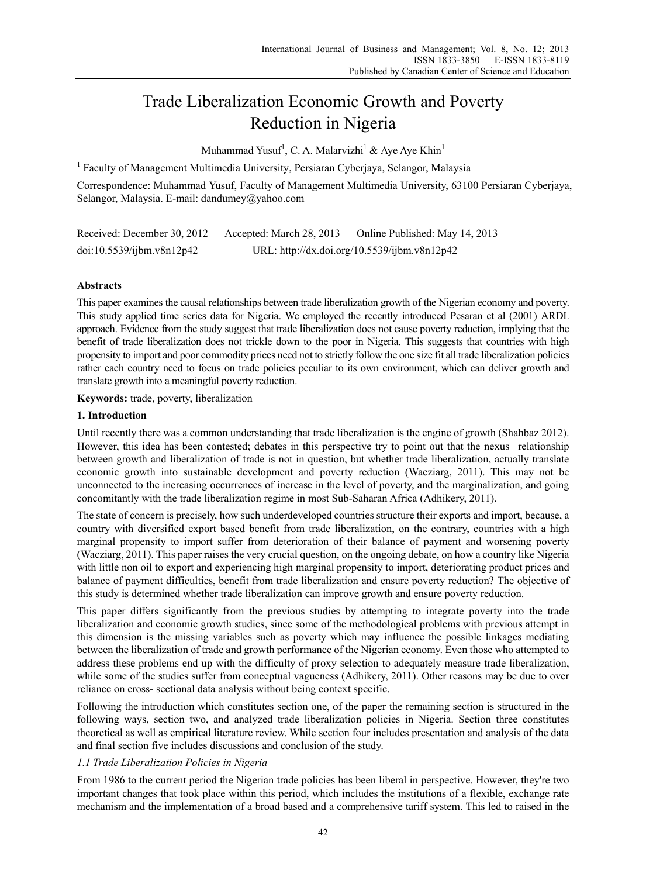# Trade Liberalization Economic Growth and Poverty Reduction in Nigeria

Muhammad Yusuf[1], C. A. Malarvizhi[1] & Aye Aye Khin[1]

[1] Faculty of Management Multimedia University, Persiaran Cyberjaya, Selangor, Malaysia

Correspondence: Muhammad Yusuf, Faculty of Management Multimedia University, 63100 Persiaran Cyberjaya, Selangor, Malaysia. E-mail: dandumey@yahoo.com

Received: December 30, 2012 Accepted: March 28, 2013 Online Published: May 14, 2013

doi:10.5539/ijbm.v8n12p42 URL: http://dx.doi.org/10.5539/ijbm.v8n12p42

## Abstracts

This paper examines the causal relationships between trade liberalization growth of the Nigerian economy and poverty. This study applied time series data for Nigeria. We employed the recently introduced Pesaran et al (2001) ARDL approach. Evidence from the study suggest that trade liberalization does not cause poverty reduction, implying that the benefit of trade liberalization does not trickle down to the poor in Nigeria. This suggests that countries with high propensity to import and poor commodity prices need not to strictly follow the one size fit all trade liberalization policies rather each country need to focus on trade policies peculiar to its own environment, which can deliver growth and translate growth into a meaningful poverty reduction.

**Keywords:** trade, poverty, liberalization

## 1. Introduction

Until recently there was a common understanding that trade liberalization is the engine of growth (Shahbaz 2012). However, this idea has been contested; debates in this perspective try to point out that the nexus relationship between growth and liberalization of trade is not in question, but whether trade liberalization, actually translate economic growth into sustainable development and poverty reduction (Wacziarg, 2011). This may not be unconnected to the increasing occurrences of increase in the level of poverty, and the marginalization, and going concomitantly with the trade liberalization regime in most Sub-Saharan Africa (Adhikery, 2011).

The state of concern is precisely, how such underdeveloped countries structure their exports and import, because, a country with diversified export based benefit from trade liberalization, on the contrary, countries with a high marginal propensity to import suffer from deterioration of their balance of payment and worsening poverty (Wacziarg, 2011). This paper raises the very crucial question, on the ongoing debate, on how a country like Nigeria with little non oil to export and experiencing high marginal propensity to import, deteriorating product prices and balance of payment difficulties, benefit from trade liberalization and ensure poverty reduction? The objective of this study is determined whether trade liberalization can improve growth and ensure poverty reduction.

This paper differs significantly from the previous studies by attempting to integrate poverty into the trade liberalization and economic growth studies, since some of the methodological problems with previous attempt in this dimension is the missing variables such as poverty which may influence the possible linkages mediating between the liberalization of trade and growth performance of the Nigerian economy. Even those who attempted to address these problems end up with the difficulty of proxy selection to adequately measure trade liberalization, while some of the studies suffer from conceptual vagueness (Adhikery, 2011). Other reasons may be due to over reliance on cross- sectional data analysis without being context specific.

Following the introduction which constitutes section one, of the paper the remaining section is structured in the following ways, section two, and analyzed trade liberalization policies in Nigeria. Section three constitutes theoretical as well as empirical literature review. While section four includes presentation and analysis of the data and final section five includes discussions and conclusion of the study.

### *1.1 Trade Liberalization Policies in Nigeria*

From 1986 to the current period the Nigerian trade policies has been liberal in perspective. However, they're two important changes that took place within this period, which includes the institutions of a flexible, exchange rate mechanism and the implementation of a broad based and a comprehensive tariff system. This led to raised in the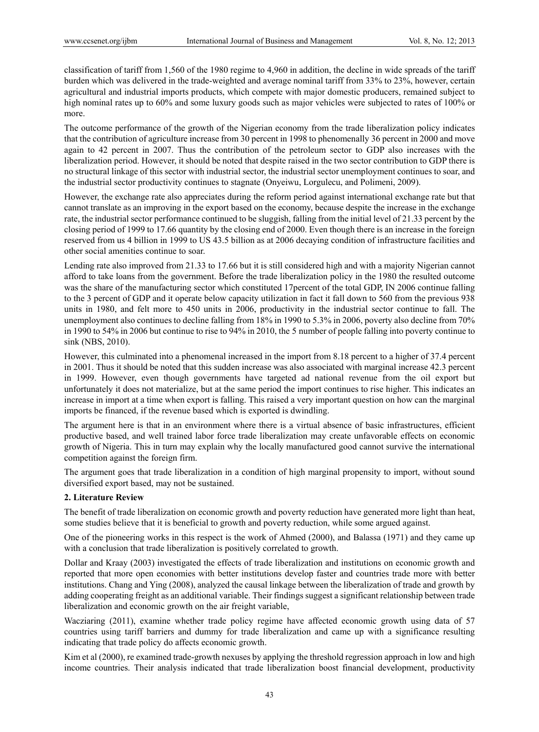classification of tariff from 1,560 of the 1980 regime to 4,960 in addition, the decline in wide spreads of the tariff burden which was delivered in the trade-weighted and average nominal tariff from 33% to 23%, however, certain agricultural and industrial imports products, which compete with major domestic producers, remained subject to high nominal rates up to 60% and some luxury goods such as major vehicles were subjected to rates of 100% or more.

The outcome performance of the growth of the Nigerian economy from the trade liberalization policy indicates that the contribution of agriculture increase from 30 percent in 1998 to phenomenally 36 percent in 2000 and move again to 42 percent in 2007. Thus the contribution of the petroleum sector to GDP also increases with the liberalization period. However, it should be noted that despite raised in the two sector contribution to GDP there is no structural linkage of this sector with industrial sector, the industrial sector unemployment continues to soar, and the industrial sector productivity continues to stagnate (Onyeiwu, Lorgulecu, and Polimeni, 2009).

However, the exchange rate also appreciates during the reform period against international exchange rate but that cannot translate as an improving in the export based on the economy, because despite the increase in the exchange rate, the industrial sector performance continued to be sluggish, falling from the initial level of 21.33 percent by the closing period of 1999 to 17.66 quantity by the closing end of 2000. Even though there is an increase in the foreign reserved from us 4 billion in 1999 to US 43.5 billion as at 2006 decaying condition of infrastructure facilities and other social amenities continue to soar.

Lending rate also improved from 21.33 to 17.66 but it is still considered high and with a majority Nigerian cannot afford to take loans from the government. Before the trade liberalization policy in the 1980 the resulted outcome was the share of the manufacturing sector which constituted 17percent of the total GDP, IN 2006 continue falling to the 3 percent of GDP and it operate below capacity utilization in fact it fall down to 560 from the previous 938 units in 1980, and felt more to 450 units in 2006, productivity in the industrial sector continue to fall. The unemployment also continues to decline falling from 18% in 1990 to 5.3% in 2006, poverty also decline from 70% in 1990 to 54% in 2006 but continue to rise to 94% in 2010, the 5 number of people falling into poverty continue to sink (NBS, 2010).

However, this culminated into a phenomenal increased in the import from 8.18 percent to a higher of 37.4 percent in 2001. Thus it should be noted that this sudden increase was also associated with marginal increase 42.3 percent in 1999. However, even though governments have targeted ad national revenue from the oil export but unfortunately it does not materialize, but at the same period the import continues to rise higher. This indicates an increase in import at a time when export is falling. This raised a very important question on how can the marginal imports be financed, if the revenue based which is exported is dwindling.

The argument here is that in an environment where there is a virtual absence of basic infrastructures, efficient productive based, and well trained labor force trade liberalization may create unfavorable effects on economic growth of Nigeria. This in turn may explain why the locally manufactured good cannot survive the international competition against the foreign firm.

The argument goes that trade liberalization in a condition of high marginal propensity to import, without sound diversified export based, may not be sustained.

## 2. Literature Review

The benefit of trade liberalization on economic growth and poverty reduction have generated more light than heat, some studies believe that it is beneficial to growth and poverty reduction, while some argued against.

One of the pioneering works in this respect is the work of Ahmed (2000), and Balassa (1971) and they came up with a conclusion that trade liberalization is positively correlated to growth.

Dollar and Kraay (2003) investigated the effects of trade liberalization and institutions on economic growth and reported that more open economies with better institutions develop faster and countries trade more with better institutions. Chang and Ying (2008), analyzed the causal linkage between the liberalization of trade and growth by adding cooperating freight as an additional variable. Their findings suggest a significant relationship between trade liberalization and economic growth on the air freight variable,

Wacziaring (2011), examine whether trade policy regime have affected economic growth using data of 57 countries using tariff barriers and dummy for trade liberalization and came up with a significance resulting indicating that trade policy do affects economic growth.

Kim et al (2000), re examined trade-growth nexuses by applying the threshold regression approach in low and high income countries. Their analysis indicated that trade liberalization boost financial development, productivity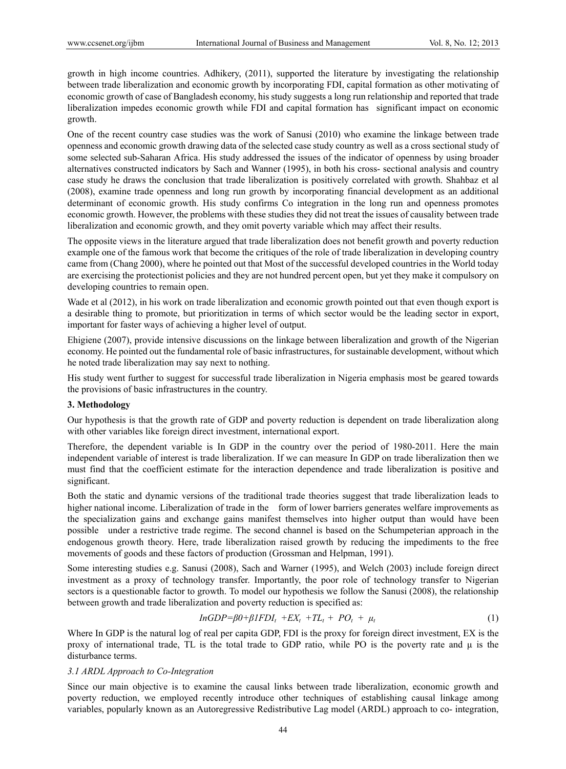growth in high income countries. Adhikery, (2011), supported the literature by investigating the relationship between trade liberalization and economic growth by incorporating FDI, capital formation as other motivating of economic growth of case of Bangladesh economy, his study suggests a long run relationship and reported that trade liberalization impedes economic growth while FDI and capital formation has significant impact on economic growth.

One of the recent country case studies was the work of Sanusi (2010) who examine the linkage between trade openness and economic growth drawing data of the selected case study country as well as a cross sectional study of some selected sub-Saharan Africa. His study addressed the issues of the indicator of openness by using broader alternatives constructed indicators by Sach and Wanner (1995), in both his cross- sectional analysis and country case study he draws the conclusion that trade liberalization is positively correlated with growth. Shahbaz et al (2008), examine trade openness and long run growth by incorporating financial development as an additional determinant of economic growth. His study confirms Co integration in the long run and openness promotes economic growth. However, the problems with these studies they did not treat the issues of causality between trade liberalization and economic growth, and they omit poverty variable which may affect their results.

The opposite views in the literature argued that trade liberalization does not benefit growth and poverty reduction example one of the famous work that become the critiques of the role of trade liberalization in developing country came from (Chang 2000), where he pointed out that Most of the successful developed countries in the World today are exercising the protectionist policies and they are not hundred percent open, but yet they make it compulsory on developing countries to remain open.

Wade et al (2012), in his work on trade liberalization and economic growth pointed out that even though export is a desirable thing to promote, but prioritization in terms of which sector would be the leading sector in export, important for faster ways of achieving a higher level of output.

Ehigiene (2007), provide intensive discussions on the linkage between liberalization and growth of the Nigerian economy. He pointed out the fundamental role of basic infrastructures, for sustainable development, without which he noted trade liberalization may say next to nothing.

His study went further to suggest for successful trade liberalization in Nigeria emphasis most be geared towards the provisions of basic infrastructures in the country.

## 3. Methodology

Our hypothesis is that the growth rate of GDP and poverty reduction is dependent on trade liberalization along with other variables like foreign direct investment, international export.

Therefore, the dependent variable is In GDP in the country over the period of 1980-2011. Here the main independent variable of interest is trade liberalization. If we can measure In GDP on trade liberalization then we must find that the coefficient estimate for the interaction dependence and trade liberalization is positive and significant.

Both the static and dynamic versions of the traditional trade theories suggest that trade liberalization leads to higher national income. Liberalization of trade in the form of lower barriers generates welfare improvements as the specialization gains and exchange gains manifest themselves into higher output than would have been possible under a restrictive trade regime. The second channel is based on the Schumpeterian approach in the endogenous growth theory. Here, trade liberalization raised growth by reducing the impediments to the free movements of goods and these factors of production (Grossman and Helpman, 1991).

Some interesting studies e.g. Sanusi (2008), Sach and Warner (1995), and Welch (2003) include foreign direct investment as a proxy of technology transfer. Importantly, the poor role of technology transfer to Nigerian sectors is a questionable factor to growth. To model our hypothesis we follow the Sanusi (2008), the relationship between growth and trade liberalization and poverty reduction is specified as:

$$InGDP=\beta 0+\beta 1FDI_t \; +EX_t \; +TL_t + \; PO_t \; + \; \mu_t \tag{1}$$

Where In GDP is the natural log of real per capita GDP, FDI is the proxy for foreign direct investment, EX is the proxy of international trade, TL is the total trade to GDP ratio, while PO is the poverty rate and μ is the disturbance terms.

### *3.1 ARDL Approach to Co-Integration*

Since our main objective is to examine the causal links between trade liberalization, economic growth and poverty reduction, we employed recently introduce other techniques of establishing causal linkage among variables, popularly known as an Autoregressive Redistributive Lag model (ARDL) approach to co- integration,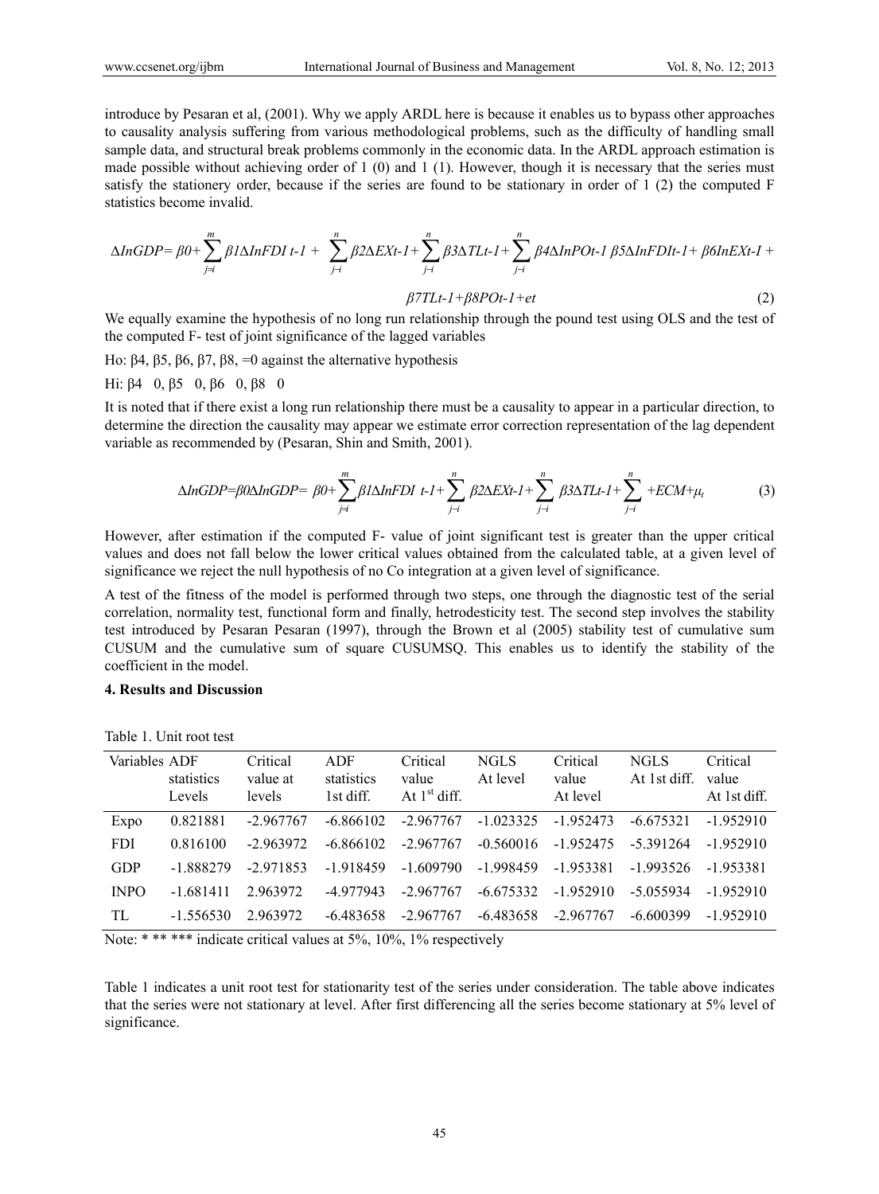introduce by Pesaran et al, (2001). Why we apply ARDL here is because it enables us to bypass other approaches to causality analysis suffering from various methodological problems, such as the difficulty of handling small sample data, and structural break problems commonly in the economic data. In the ARDL approach estimation is made possible without achieving order of 1 (0) and 1 (1). However, though it is necessary that the series must satisfy the stationery order, because if the series are found to be stationary in order of 1 (2) the computed F statistics become invalid.

$$\Delta InGDP = \beta 0 + \sum_{j=i}^{m} \beta 1 \Delta InFDI\ t\text{-}1 + \sum_{j-i}^{n} \beta 2 \Delta EXt\text{-}1 + \sum_{j-i}^{n} \beta 3 \Delta TLt\text{-}1 + \sum_{j-i}^{n} \beta 4 \Delta InPOt\text{-}1\ \beta 5 \Delta InFDIt\text{-}1 + \beta 6 InEXt\text{-}I + \beta 7 TLt\text{-}1 + \beta 8 POt\text{-}1 + et \quad (2)$$

We equally examine the hypothesis of no long run relationship through the pound test using OLS and the test of the computed F- test of joint significance of the lagged variables

Ho: β4, β5, β6, β7, β8, =0 against the alternative hypothesis

Hi: β4 0, β5 0, β6 0, β8 0

It is noted that if there exist a long run relationship there must be a causality to appear in a particular direction, to determine the direction the causality may appear we estimate error correction representation of the lag dependent variable as recommended by (Pesaran, Shin and Smith, 2001).

$$\Delta InGDP = \beta 0 \Delta InGDP = \beta 0 + \sum_{j=i}^{m} \beta 1 \Delta InFDI\ t\text{-}1 + \sum_{j-i}^{n} \beta 2 \Delta EXt\text{-}1 + \sum_{j-i}^{n} \beta 3 \Delta TLt\text{-}1 + \sum_{j-i}^{n} + ECM + \mu_t \quad (3)$$

However, after estimation if the computed F- value of joint significant test is greater than the upper critical values and does not fall below the lower critical values obtained from the calculated table, at a given level of significance we reject the null hypothesis of no Co integration at a given level of significance.

A test of the fitness of the model is performed through two steps, one through the diagnostic test of the serial correlation, normality test, functional form and finally, hetrodesticity test. The second step involves the stability test introduced by Pesaran Pesaran (1997), through the Brown et al (2005) stability test of cumulative sum CUSUM and the cumulative sum of square CUSUMSQ. This enables us to identify the stability of the coefficient in the model.

## 4. Results and Discussion

Table 1. Unit root test

| Variables | ADF statistics Levels | Critical value at levels | ADF statistics 1st diff. | Critical value At 1$^{st}$ diff. | NGLS At level | Critical value At level | NGLS At 1st diff. | Critical value At 1st diff. |
|---|---|---|---|---|---|---|---|---|
| Expo | 0.821881 | -2.967767 | -6.866102 | -2.967767 | -1.023325 | -1.952473 | -6.675321 | -1.952910 |
| FDI | 0.816100 | -2.963972 | -6.866102 | -2.967767 | -0.560016 | -1.952475 | -5.391264 | -1.952910 |
| GDP | -1.888279 | -2.971853 | -1.918459 | -1.609790 | -1.998459 | -1.953381 | -1.993526 | -1.953381 |
| INPO | -1.681411 | 2.963972 | -4.977943 | -2.967767 | -6.675332 | -1.952910 | -5.055934 | -1.952910 |
| TL | -1.556530 | 2.963972 | -6.483658 | -2.967767 | -6.483658 | -2.967767 | -6.600399 | -1.952910 |

Note: * ** *** indicate critical values at 5%, 10%, 1% respectively

Table 1 indicates a unit root test for stationarity test of the series under consideration. The table above indicates that the series were not stationary at level. After first differencing all the series become stationary at 5% level of significance.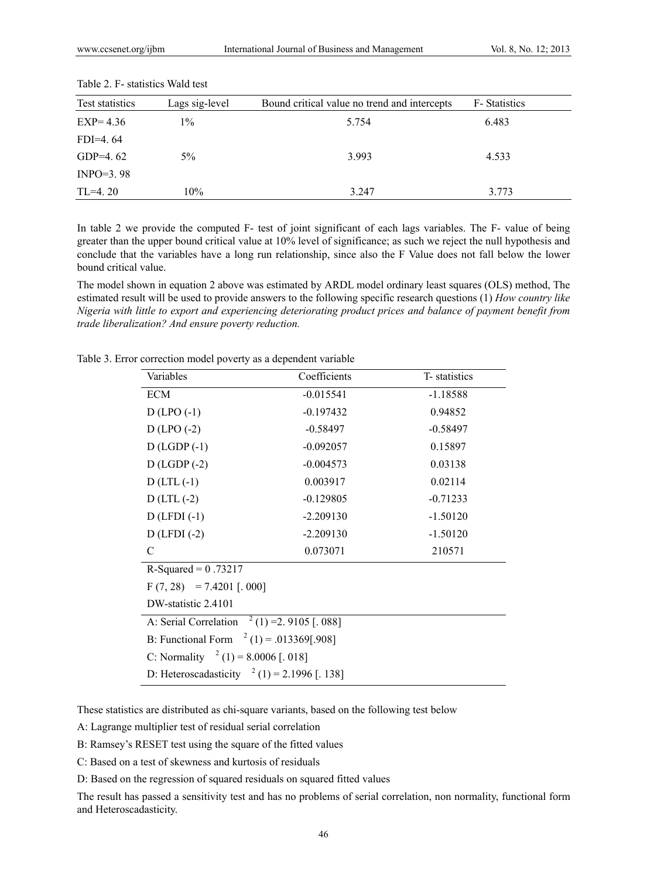Table 2. F- statistics Wald test

| Test statistics | Lags sig-level | Bound critical value no trend and intercepts | F- Statistics |
|---|---|---|---|
| EXP= 4.36 | 1% | 5.754 | 6.483 |
| FDI=4. 64 | | | |
| GDP=4. 62 | 5% | 3.993 | 4.533 |
| INPO=3. 98 | | | |
| TL=4. 20 | 10% | 3.247 | 3.773 |

In table 2 we provide the computed F- test of joint significant of each lags variables. The F- value of being greater than the upper bound critical value at 10% level of significance; as such we reject the null hypothesis and conclude that the variables have a long run relationship, since also the F Value does not fall below the lower bound critical value.

The model shown in equation 2 above was estimated by ARDL model ordinary least squares (OLS) method, The estimated result will be used to provide answers to the following specific research questions (1) *How country like Nigeria with little to export and experiencing deteriorating product prices and balance of payment benefit from trade liberalization? And ensure poverty reduction.*

Table 3. Error correction model poverty as a dependent variable

| Variables | Coefficients | T- statistics |
|---|---|---|
| ECM | -0.015541 | -1.18588 |
| D (LPO (-1) | -0.197432 | 0.94852 |
| D (LPO (-2) | -0.58497 | -0.58497 |
| D (LGDP (-1) | -0.092057 | 0.15897 |
| D (LGDP (-2) | -0.004573 | 0.03138 |
| D (LTL (-1) | 0.003917 | 0.02114 |
| D (LTL (-2) | -0.129805 | -0.71233 |
| D (LFDI (-1) | -2.209130 | -1.50120 |
| D (LFDI (-2) | -2.209130 | -1.50120 |
| C | 0.073071 | 210571 |
| R-Squared = 0 .73217 | | |
| F (7, 28) = 7.4201 [. 000] | | |
| DW-statistic 2.4101 | | |
| A: Serial Correlation $^{2}$ (1) =2. 9105 [. 088] | | |
| B: Functional Form $^{2}$ (1) = .013369[.908] | | |
| C: Normality $^{2}$ (1) = 8.0006 [. 018] | | |
| D: Heteroscadasticity $^{2}$ (1) = 2.1996 [. 138] | | |

These statistics are distributed as chi-square variants, based on the following test below

A: Lagrange multiplier test of residual serial correlation

B: Ramsey's RESET test using the square of the fitted values

C: Based on a test of skewness and kurtosis of residuals

D: Based on the regression of squared residuals on squared fitted values

The result has passed a sensitivity test and has no problems of serial correlation, non normality, functional form and Heteroscadasticity.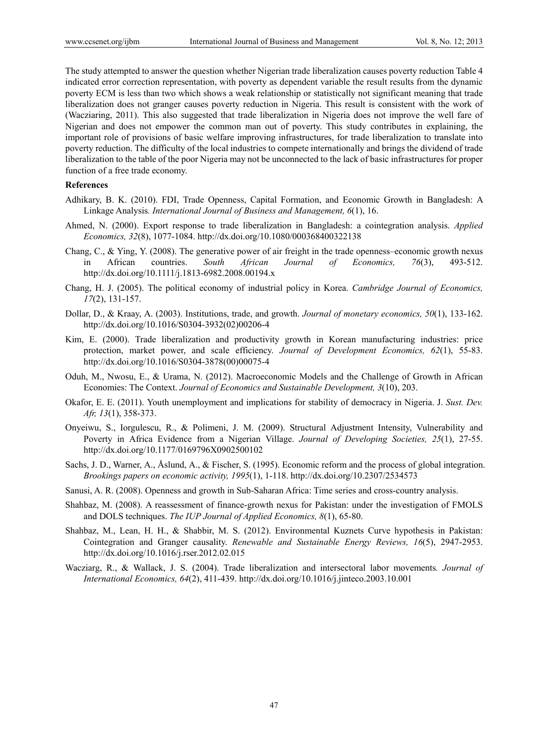The study attempted to answer the question whether Nigerian trade liberalization causes poverty reduction Table 4 indicated error correction representation, with poverty as dependent variable the result results from the dynamic poverty ECM is less than two which shows a weak relationship or statistically not significant meaning that trade liberalization does not granger causes poverty reduction in Nigeria. This result is consistent with the work of (Wacziaring, 2011). This also suggested that trade liberalization in Nigeria does not improve the well fare of Nigerian and does not empower the common man out of poverty. This study contributes in explaining, the important role of provisions of basic welfare improving infrastructures, for trade liberalization to translate into poverty reduction. The difficulty of the local industries to compete internationally and brings the dividend of trade liberalization to the table of the poor Nigeria may not be unconnected to the lack of basic infrastructures for proper function of a free trade economy.

**References**

Adhikary, B. K. (2010). FDI, Trade Openness, Capital Formation, and Economic Growth in Bangladesh: A Linkage Analysis*. International Journal of Business and Management, 6*(1), 16.

Ahmed, N. (2000). Export response to trade liberalization in Bangladesh: a cointegration analysis. *Applied Economics, 32*(8), 1077-1084. http://dx.doi.org/10.1080/000368400322138

Chang, C., & Ying, Y. (2008). The generative power of air freight in the trade openness–economic growth nexus in African countries. *South African Journal of Economics, 76*(3), 493-512. http://dx.doi.org/10.1111/j.1813-6982.2008.00194.x

Chang, H. J. (2005). The political economy of industrial policy in Korea. *Cambridge Journal of Economics, 17*(2), 131-157.

Dollar, D., & Kraay, A. (2003). Institutions, trade, and growth. *Journal of monetary economics, 50*(1), 133-162. http://dx.doi.org/10.1016/S0304-3932(02)00206-4

Kim, E. (2000). Trade liberalization and productivity growth in Korean manufacturing industries: price protection, market power, and scale efficiency. *Journal of Development Economics, 62*(1), 55-83. http://dx.doi.org/10.1016/S0304-3878(00)00075-4

Oduh, M., Nwosu, E., & Urama, N. (2012). Macroeconomic Models and the Challenge of Growth in African Economies: The Context. *Journal of Economics and Sustainable Development, 3*(10), 203.

Okafor, E. E. (2011). Youth unemployment and implications for stability of democracy in Nigeria. J. *Sust. Dev. Afr, 13*(1), 358-373.

Onyeiwu, S., Iorgulescu, R., & Polimeni, J. M. (2009). Structural Adjustment Intensity, Vulnerability and Poverty in Africa Evidence from a Nigerian Village. *Journal of Developing Societies, 25*(1), 27-55. http://dx.doi.org/10.1177/0169796X0902500102

Sachs, J. D., Warner, A., Åslund, A., & Fischer, S. (1995). Economic reform and the process of global integration. *Brookings papers on economic activity, 1995*(1), 1-118. http://dx.doi.org/10.2307/2534573

Sanusi, A. R. (2008). Openness and growth in Sub-Saharan Africa: Time series and cross-country analysis.

Shahbaz, M. (2008). A reassessment of finance-growth nexus for Pakistan: under the investigation of FMOLS and DOLS techniques. *The IUP Journal of Applied Economics, 8*(1), 65-80.

Shahbaz, M., Lean, H. H., & Shabbir, M. S. (2012). Environmental Kuznets Curve hypothesis in Pakistan: Cointegration and Granger causality. *Renewable and Sustainable Energy Reviews, 16*(5), 2947-2953. http://dx.doi.org/10.1016/j.rser.2012.02.015

Wacziarg, R., & Wallack, J. S. (2004). Trade liberalization and intersectoral labor movements*. Journal of International Economics, 64*(2), 411-439. http://dx.doi.org/10.1016/j.jinteco.2003.10.001